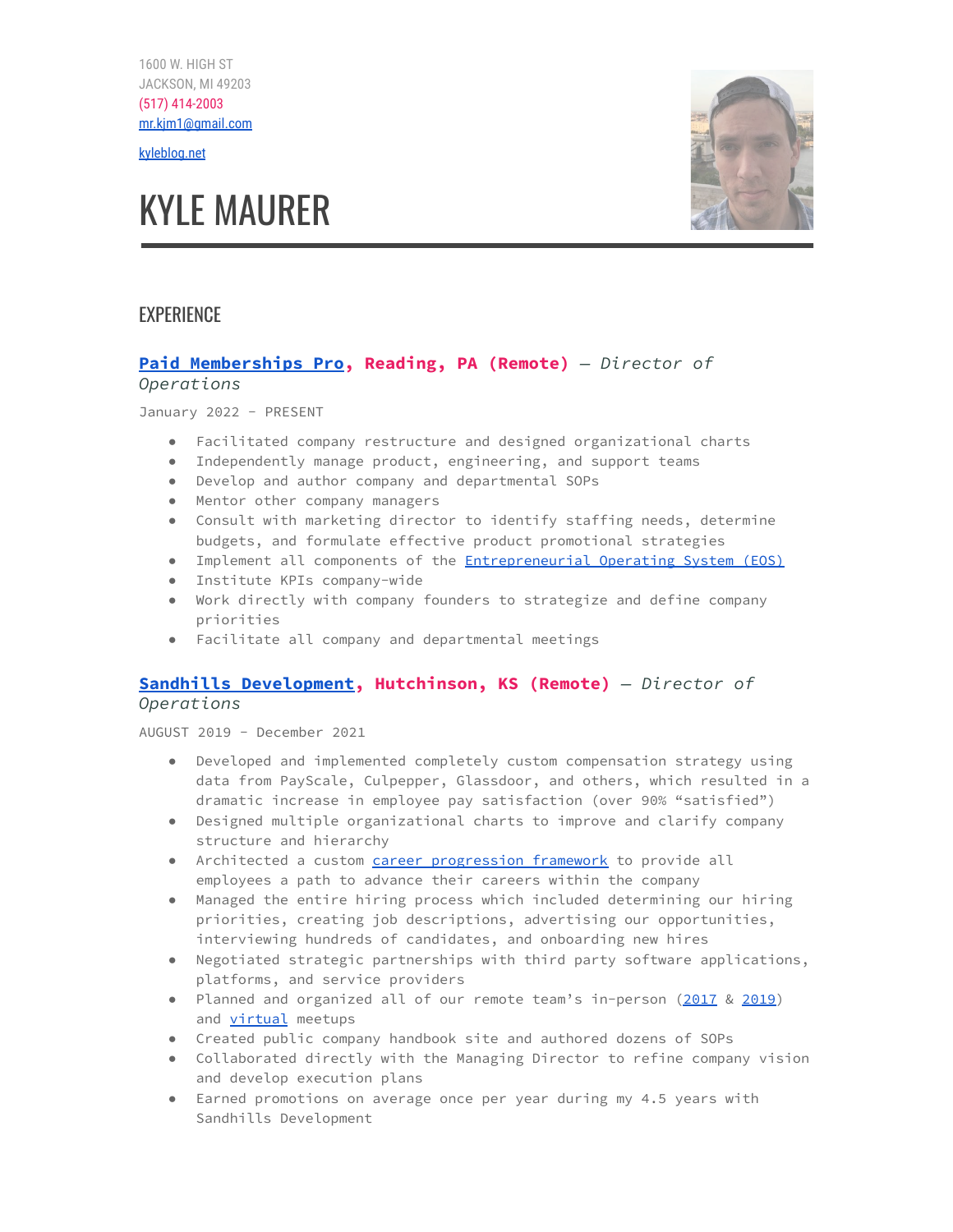1600 W. HIGH ST
JACKSON, MI 49203
(517) 414-2003
mr.kjm1@gmail.com

kyleblog.net

# KYLE MAURER

## EXPERIENCE

### **Paid Memberships Pro, Reading, PA (Remote)** — *Director of Operations*

January 2022 - PRESENT

- Facilitated company restructure and designed organizational charts
- Independently manage product, engineering, and support teams
- Develop and author company and departmental SOPs
- Mentor other company managers
- Consult with marketing director to identify staffing needs, determine budgets, and formulate effective product promotional strategies
- Implement all components of the Entrepreneurial Operating System (EOS)
- Institute KPIs company-wide
- Work directly with company founders to strategize and define company priorities
- Facilitate all company and departmental meetings

### **Sandhills Development, Hutchinson, KS (Remote)** — *Director of Operations*

AUGUST 2019 - December 2021

- Developed and implemented completely custom compensation strategy using data from PayScale, Culpepper, Glassdoor, and others, which resulted in a dramatic increase in employee pay satisfaction (over 90% "satisfied")
- Designed multiple organizational charts to improve and clarify company structure and hierarchy
- Architected a custom career progression framework to provide all employees a path to advance their careers within the company
- Managed the entire hiring process which included determining our hiring priorities, creating job descriptions, advertising our opportunities, interviewing hundreds of candidates, and onboarding new hires
- Negotiated strategic partnerships with third party software applications, platforms, and service providers
- Planned and organized all of our remote team's in-person (2017 & 2019) and virtual meetups
- Created public company handbook site and authored dozens of SOPs
- Collaborated directly with the Managing Director to refine company vision and develop execution plans
- Earned promotions on average once per year during my 4.5 years with Sandhills Development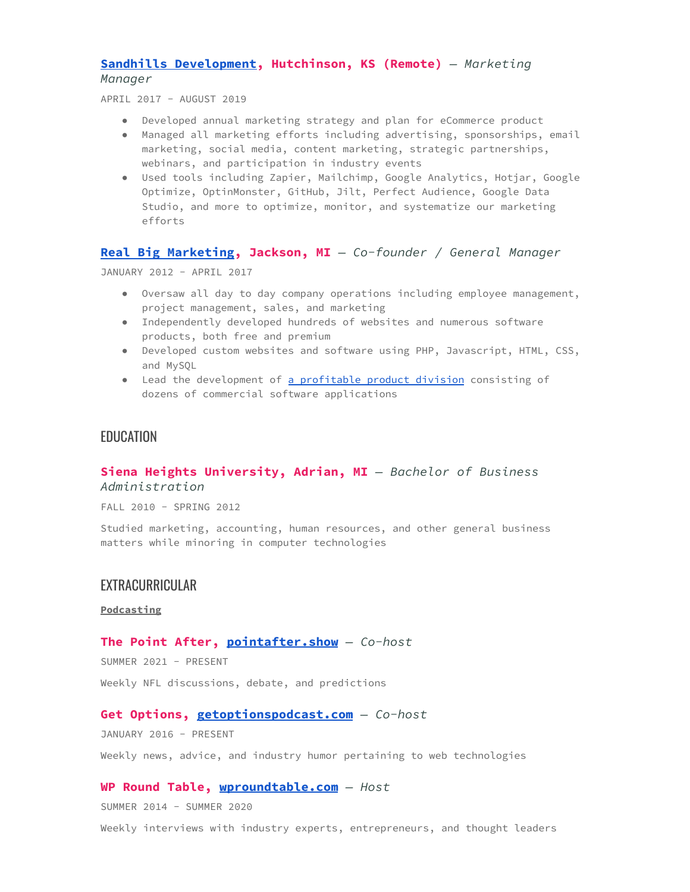### [Sandhills Development](), Hutchinson, KS (Remote) — *Marketing Manager*

APRIL 2017 - AUGUST 2019

- Developed annual marketing strategy and plan for eCommerce product
- Managed all marketing efforts including advertising, sponsorships, email marketing, social media, content marketing, strategic partnerships, webinars, and participation in industry events
- Used tools including Zapier, Mailchimp, Google Analytics, Hotjar, Google Optimize, OptinMonster, GitHub, Jilt, Perfect Audience, Google Data Studio, and more to optimize, monitor, and systematize our marketing efforts

### [Real Big Marketing](), Jackson, MI — *Co-founder / General Manager*

JANUARY 2012 - APRIL 2017

- Oversaw all day to day company operations including employee management, project management, sales, and marketing
- Independently developed hundreds of websites and numerous software products, both free and premium
- Developed custom websites and software using PHP, Javascript, HTML, CSS, and MySQL
- Lead the development of [a profitable product division]() consisting of dozens of commercial software applications

## EDUCATION

### Siena Heights University, Adrian, MI — *Bachelor of Business Administration*

FALL 2010 - SPRING 2012

Studied marketing, accounting, human resources, and other general business matters while minoring in computer technologies

## EXTRACURRICULAR

**Podcasting**

### The Point After, [pointafter.show]() — *Co-host*

SUMMER 2021 - PRESENT

Weekly NFL discussions, debate, and predictions

### Get Options, [getoptionspodcast.com]() — *Co-host*

JANUARY 2016 - PRESENT

Weekly news, advice, and industry humor pertaining to web technologies

### WP Round Table, [wproundtable.com]() — *Host*

SUMMER 2014 - SUMMER 2020

Weekly interviews with industry experts, entrepreneurs, and thought leaders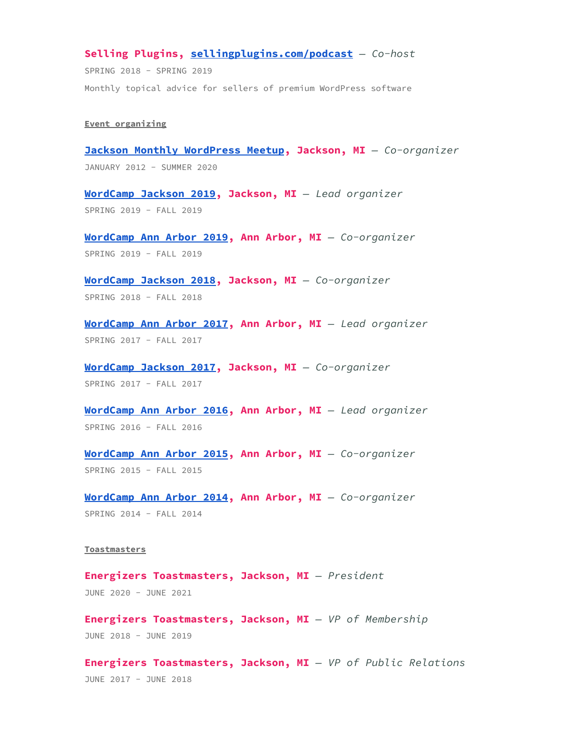**Selling Plugins, sellingplugins.com/podcast** — *Co-host*

SPRING 2018 - SPRING 2019

Monthly topical advice for sellers of premium WordPress software

#### Event organizing

**Jackson Monthly WordPress Meetup, Jackson, MI** — *Co-organizer*

JANUARY 2012 - SUMMER 2020

**WordCamp Jackson 2019, Jackson, MI** — *Lead organizer*

SPRING 2019 - FALL 2019

**WordCamp Ann Arbor 2019, Ann Arbor, MI** — *Co-organizer*

SPRING 2019 - FALL 2019

**WordCamp Jackson 2018, Jackson, MI** — *Co-organizer*

SPRING 2018 - FALL 2018

**WordCamp Ann Arbor 2017, Ann Arbor, MI** — *Lead organizer*

SPRING 2017 - FALL 2017

**WordCamp Jackson 2017, Jackson, MI** — *Co-organizer*

SPRING 2017 - FALL 2017

**WordCamp Ann Arbor 2016, Ann Arbor, MI** — *Lead organizer*

SPRING 2016 - FALL 2016

**WordCamp Ann Arbor 2015, Ann Arbor, MI** — *Co-organizer*

SPRING 2015 - FALL 2015

**WordCamp Ann Arbor 2014, Ann Arbor, MI** — *Co-organizer*

SPRING 2014 - FALL 2014

#### Toastmasters

**Energizers Toastmasters, Jackson, MI** — *President*

JUNE 2020 - JUNE 2021

**Energizers Toastmasters, Jackson, MI** — *VP of Membership*

JUNE 2018 - JUNE 2019

**Energizers Toastmasters, Jackson, MI** — *VP of Public Relations*

JUNE 2017 - JUNE 2018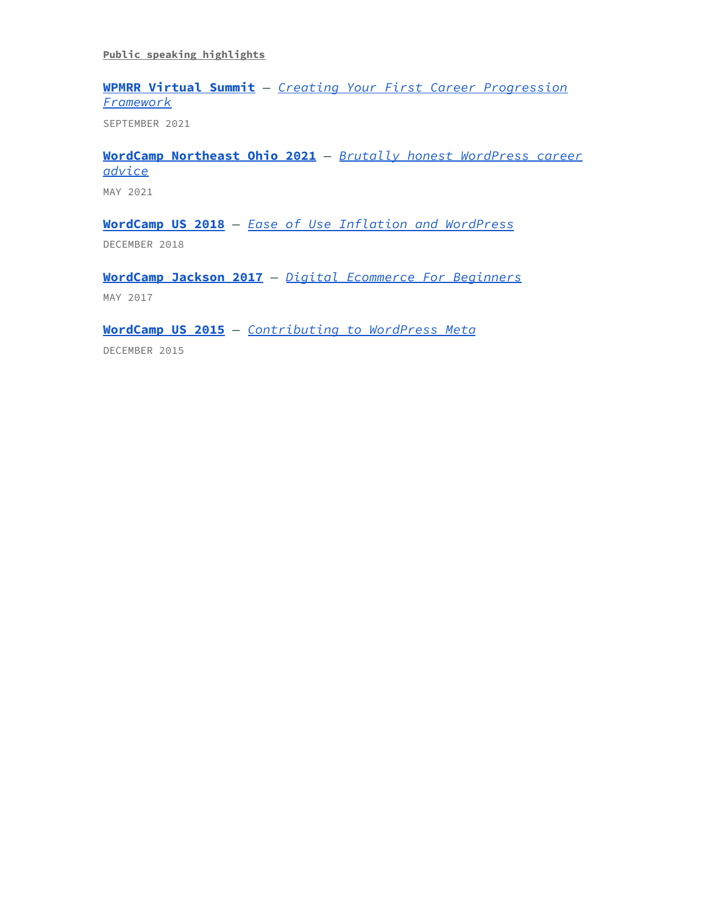**Public speaking highlights**

**WPMRR Virtual Summit** — *Creating Your First Career Progression Framework*

SEPTEMBER 2021

**WordCamp Northeast Ohio 2021** — *Brutally honest WordPress career advice*

MAY 2021

**WordCamp US 2018** — *Ease of Use Inflation and WordPress*

DECEMBER 2018

**WordCamp Jackson 2017** — *Digital Ecommerce For Beginners*

MAY 2017

**WordCamp US 2015** — *Contributing to WordPress Meta*

DECEMBER 2015